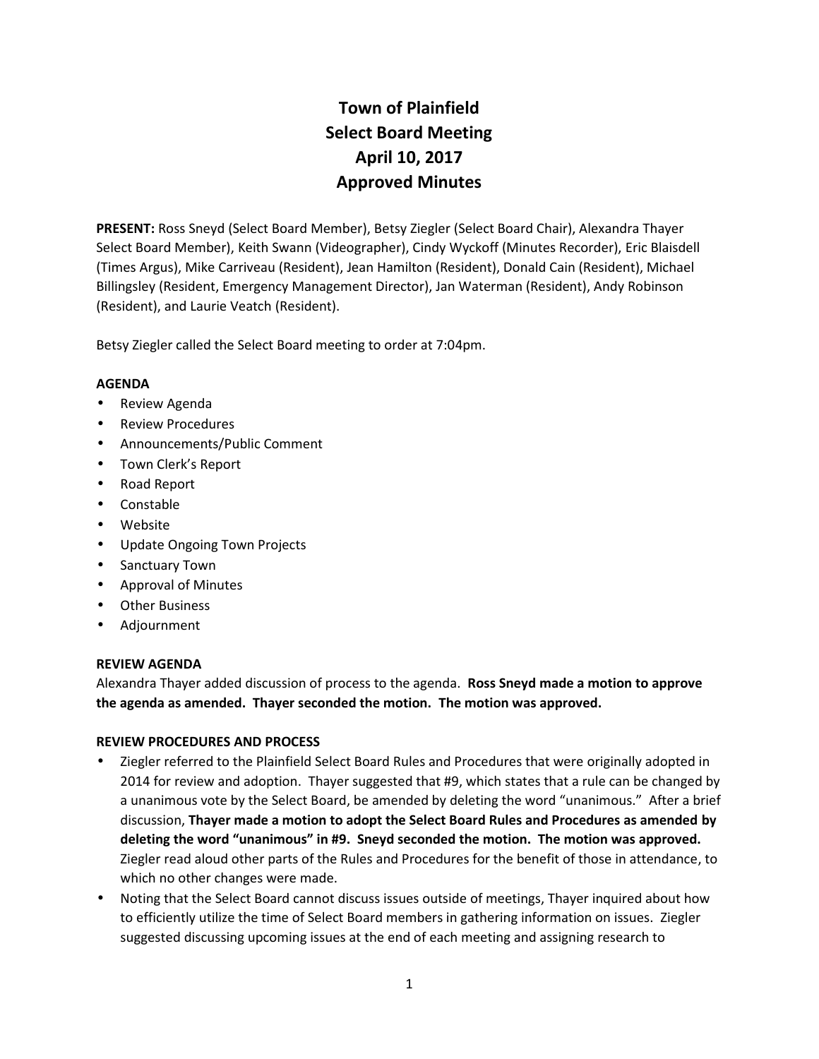# Town of Plainfield
# Select Board Meeting
# April 10, 2017
# Approved Minutes

**PRESENT:** Ross Sneyd (Select Board Member), Betsy Ziegler (Select Board Chair), Alexandra Thayer Select Board Member), Keith Swann (Videographer), Cindy Wyckoff (Minutes Recorder), Eric Blaisdell (Times Argus), Mike Carriveau (Resident), Jean Hamilton (Resident), Donald Cain (Resident), Michael Billingsley (Resident, Emergency Management Director), Jan Waterman (Resident), Andy Robinson (Resident), and Laurie Veatch (Resident).

Betsy Ziegler called the Select Board meeting to order at 7:04pm.

**AGENDA**

- Review Agenda
- Review Procedures
- Announcements/Public Comment
- Town Clerk's Report
- Road Report
- Constable
- Website
- Update Ongoing Town Projects
- Sanctuary Town
- Approval of Minutes
- Other Business
- Adjournment

**REVIEW AGENDA**

Alexandra Thayer added discussion of process to the agenda. **Ross Sneyd made a motion to approve the agenda as amended. Thayer seconded the motion. The motion was approved.**

**REVIEW PROCEDURES AND PROCESS**

- Ziegler referred to the Plainfield Select Board Rules and Procedures that were originally adopted in 2014 for review and adoption. Thayer suggested that #9, which states that a rule can be changed by a unanimous vote by the Select Board, be amended by deleting the word "unanimous." After a brief discussion, **Thayer made a motion to adopt the Select Board Rules and Procedures as amended by deleting the word "unanimous" in #9. Sneyd seconded the motion. The motion was approved.** Ziegler read aloud other parts of the Rules and Procedures for the benefit of those in attendance, to which no other changes were made.
- Noting that the Select Board cannot discuss issues outside of meetings, Thayer inquired about how to efficiently utilize the time of Select Board members in gathering information on issues. Ziegler suggested discussing upcoming issues at the end of each meeting and assigning research to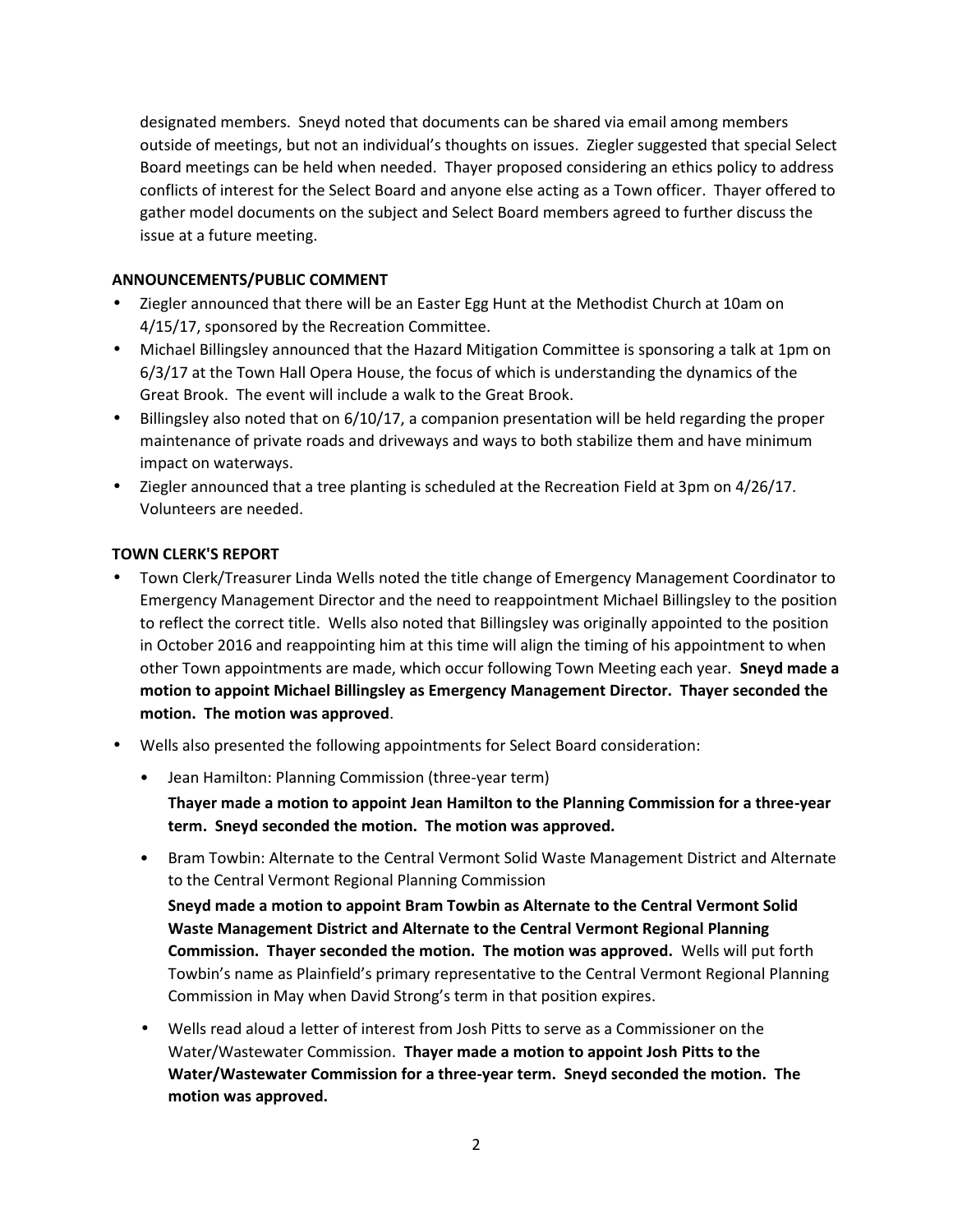designated members. Sneyd noted that documents can be shared via email among members outside of meetings, but not an individual's thoughts on issues. Ziegler suggested that special Select Board meetings can be held when needed. Thayer proposed considering an ethics policy to address conflicts of interest for the Select Board and anyone else acting as a Town officer. Thayer offered to gather model documents on the subject and Select Board members agreed to further discuss the issue at a future meeting.

### ANNOUNCEMENTS/PUBLIC COMMENT

- Ziegler announced that there will be an Easter Egg Hunt at the Methodist Church at 10am on 4/15/17, sponsored by the Recreation Committee.
- Michael Billingsley announced that the Hazard Mitigation Committee is sponsoring a talk at 1pm on 6/3/17 at the Town Hall Opera House, the focus of which is understanding the dynamics of the Great Brook. The event will include a walk to the Great Brook.
- Billingsley also noted that on 6/10/17, a companion presentation will be held regarding the proper maintenance of private roads and driveways and ways to both stabilize them and have minimum impact on waterways.
- Ziegler announced that a tree planting is scheduled at the Recreation Field at 3pm on 4/26/17. Volunteers are needed.

### TOWN CLERK'S REPORT

- Town Clerk/Treasurer Linda Wells noted the title change of Emergency Management Coordinator to Emergency Management Director and the need to reappointment Michael Billingsley to the position to reflect the correct title. Wells also noted that Billingsley was originally appointed to the position in October 2016 and reappointing him at this time will align the timing of his appointment to when other Town appointments are made, which occur following Town Meeting each year. **Sneyd made a motion to appoint Michael Billingsley as Emergency Management Director. Thayer seconded the motion. The motion was approved**.
- Wells also presented the following appointments for Select Board consideration:
  - Jean Hamilton: Planning Commission (three-year term)
    **Thayer made a motion to appoint Jean Hamilton to the Planning Commission for a three-year term. Sneyd seconded the motion. The motion was approved.**
  - Bram Towbin: Alternate to the Central Vermont Solid Waste Management District and Alternate to the Central Vermont Regional Planning Commission
    **Sneyd made a motion to appoint Bram Towbin as Alternate to the Central Vermont Solid Waste Management District and Alternate to the Central Vermont Regional Planning Commission. Thayer seconded the motion. The motion was approved.** Wells will put forth Towbin's name as Plainfield's primary representative to the Central Vermont Regional Planning Commission in May when David Strong's term in that position expires.
  - Wells read aloud a letter of interest from Josh Pitts to serve as a Commissioner on the Water/Wastewater Commission. **Thayer made a motion to appoint Josh Pitts to the Water/Wastewater Commission for a three-year term. Sneyd seconded the motion. The motion was approved.**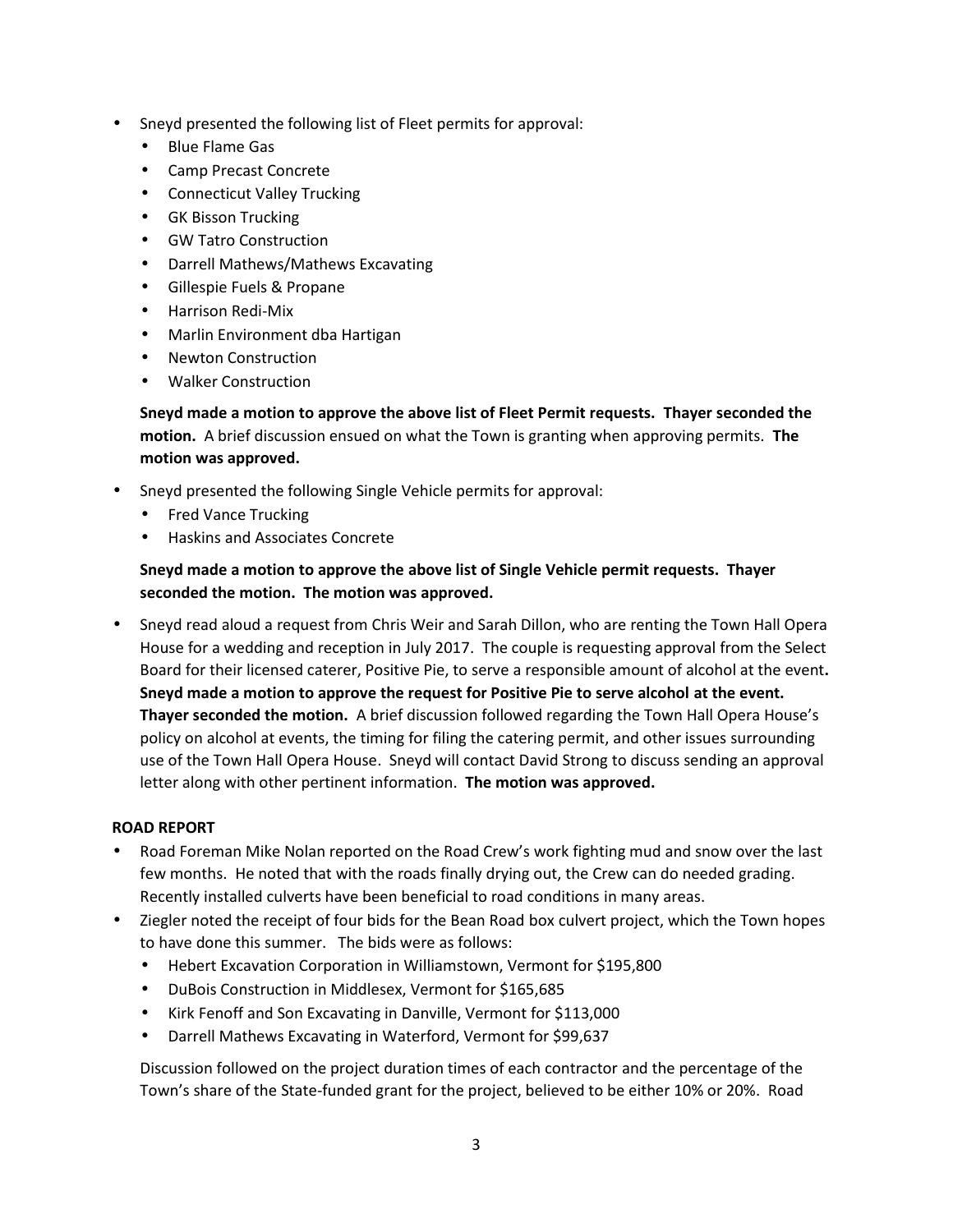- Sneyd presented the following list of Fleet permits for approval:
  - Blue Flame Gas
  - Camp Precast Concrete
  - Connecticut Valley Trucking
  - GK Bisson Trucking
  - GW Tatro Construction
  - Darrell Mathews/Mathews Excavating
  - Gillespie Fuels & Propane
  - Harrison Redi-Mix
  - Marlin Environment dba Hartigan
  - Newton Construction
  - Walker Construction

  **Sneyd made a motion to approve the above list of Fleet Permit requests. Thayer seconded the motion.** A brief discussion ensued on what the Town is granting when approving permits. **The motion was approved.**

- Sneyd presented the following Single Vehicle permits for approval:
  - Fred Vance Trucking
  - Haskins and Associates Concrete

  **Sneyd made a motion to approve the above list of Single Vehicle permit requests. Thayer seconded the motion. The motion was approved.**

- Sneyd read aloud a request from Chris Weir and Sarah Dillon, who are renting the Town Hall Opera House for a wedding and reception in July 2017. The couple is requesting approval from the Select Board for their licensed caterer, Positive Pie, to serve a responsible amount of alcohol at the event**.** **Sneyd made a motion to approve the request for Positive Pie to serve alcohol at the event. Thayer seconded the motion.** A brief discussion followed regarding the Town Hall Opera House's policy on alcohol at events, the timing for filing the catering permit, and other issues surrounding use of the Town Hall Opera House. Sneyd will contact David Strong to discuss sending an approval letter along with other pertinent information. **The motion was approved.**

**ROAD REPORT**

- Road Foreman Mike Nolan reported on the Road Crew's work fighting mud and snow over the last few months. He noted that with the roads finally drying out, the Crew can do needed grading. Recently installed culverts have been beneficial to road conditions in many areas.
- Ziegler noted the receipt of four bids for the Bean Road box culvert project, which the Town hopes to have done this summer. The bids were as follows:
  - Hebert Excavation Corporation in Williamstown, Vermont for $195,800
  - DuBois Construction in Middlesex, Vermont for $165,685
  - Kirk Fenoff and Son Excavating in Danville, Vermont for $113,000
  - Darrell Mathews Excavating in Waterford, Vermont for $99,637

  Discussion followed on the project duration times of each contractor and the percentage of the Town's share of the State-funded grant for the project, believed to be either 10% or 20%. Road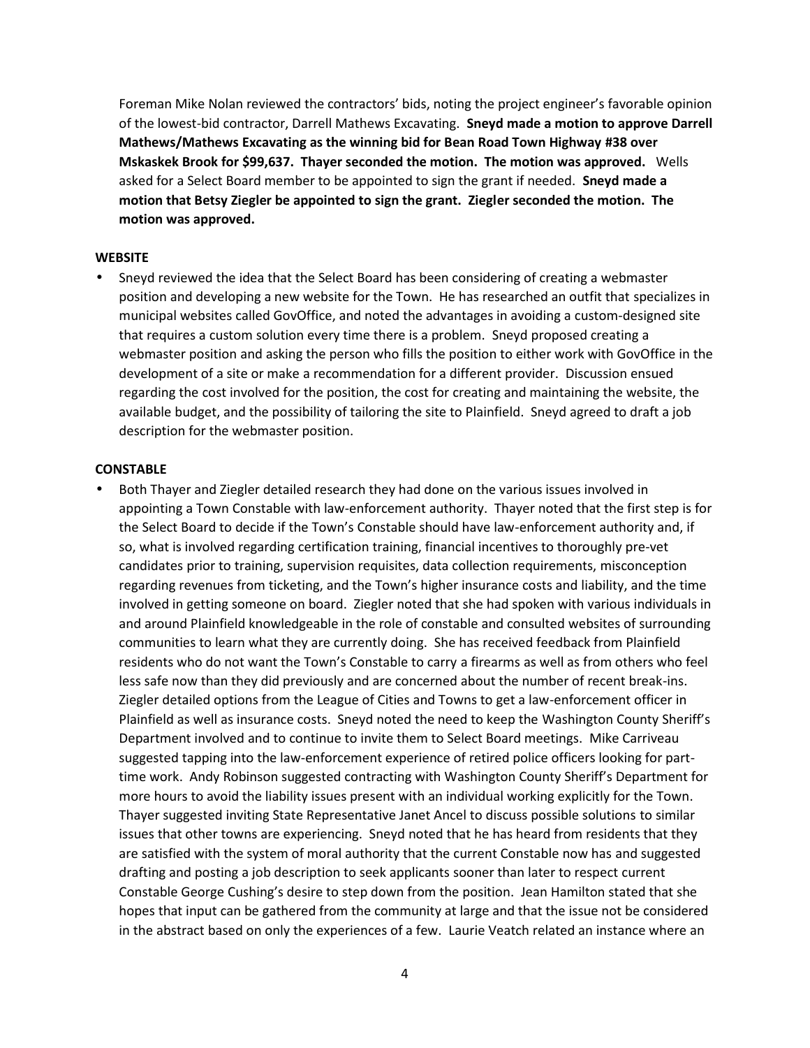Foreman Mike Nolan reviewed the contractors' bids, noting the project engineer's favorable opinion of the lowest-bid contractor, Darrell Mathews Excavating. **Sneyd made a motion to approve Darrell Mathews/Mathews Excavating as the winning bid for Bean Road Town Highway #38 over Mskaskek Brook for $99,637. Thayer seconded the motion. The motion was approved.** Wells asked for a Select Board member to be appointed to sign the grant if needed. **Sneyd made a motion that Betsy Ziegler be appointed to sign the grant. Ziegler seconded the motion. The motion was approved.**

**WEBSITE**

- Sneyd reviewed the idea that the Select Board has been considering of creating a webmaster position and developing a new website for the Town. He has researched an outfit that specializes in municipal websites called GovOffice, and noted the advantages in avoiding a custom-designed site that requires a custom solution every time there is a problem. Sneyd proposed creating a webmaster position and asking the person who fills the position to either work with GovOffice in the development of a site or make a recommendation for a different provider. Discussion ensued regarding the cost involved for the position, the cost for creating and maintaining the website, the available budget, and the possibility of tailoring the site to Plainfield. Sneyd agreed to draft a job description for the webmaster position.

**CONSTABLE**

- Both Thayer and Ziegler detailed research they had done on the various issues involved in appointing a Town Constable with law-enforcement authority. Thayer noted that the first step is for the Select Board to decide if the Town's Constable should have law-enforcement authority and, if so, what is involved regarding certification training, financial incentives to thoroughly pre-vet candidates prior to training, supervision requisites, data collection requirements, misconception regarding revenues from ticketing, and the Town's higher insurance costs and liability, and the time involved in getting someone on board. Ziegler noted that she had spoken with various individuals in and around Plainfield knowledgeable in the role of constable and consulted websites of surrounding communities to learn what they are currently doing. She has received feedback from Plainfield residents who do not want the Town's Constable to carry a firearms as well as from others who feel less safe now than they did previously and are concerned about the number of recent break-ins. Ziegler detailed options from the League of Cities and Towns to get a law-enforcement officer in Plainfield as well as insurance costs. Sneyd noted the need to keep the Washington County Sheriff's Department involved and to continue to invite them to Select Board meetings. Mike Carriveau suggested tapping into the law-enforcement experience of retired police officers looking for part-time work. Andy Robinson suggested contracting with Washington County Sheriff's Department for more hours to avoid the liability issues present with an individual working explicitly for the Town. Thayer suggested inviting State Representative Janet Ancel to discuss possible solutions to similar issues that other towns are experiencing. Sneyd noted that he has heard from residents that they are satisfied with the system of moral authority that the current Constable now has and suggested drafting and posting a job description to seek applicants sooner than later to respect current Constable George Cushing's desire to step down from the position. Jean Hamilton stated that she hopes that input can be gathered from the community at large and that the issue not be considered in the abstract based on only the experiences of a few. Laurie Veatch related an instance where an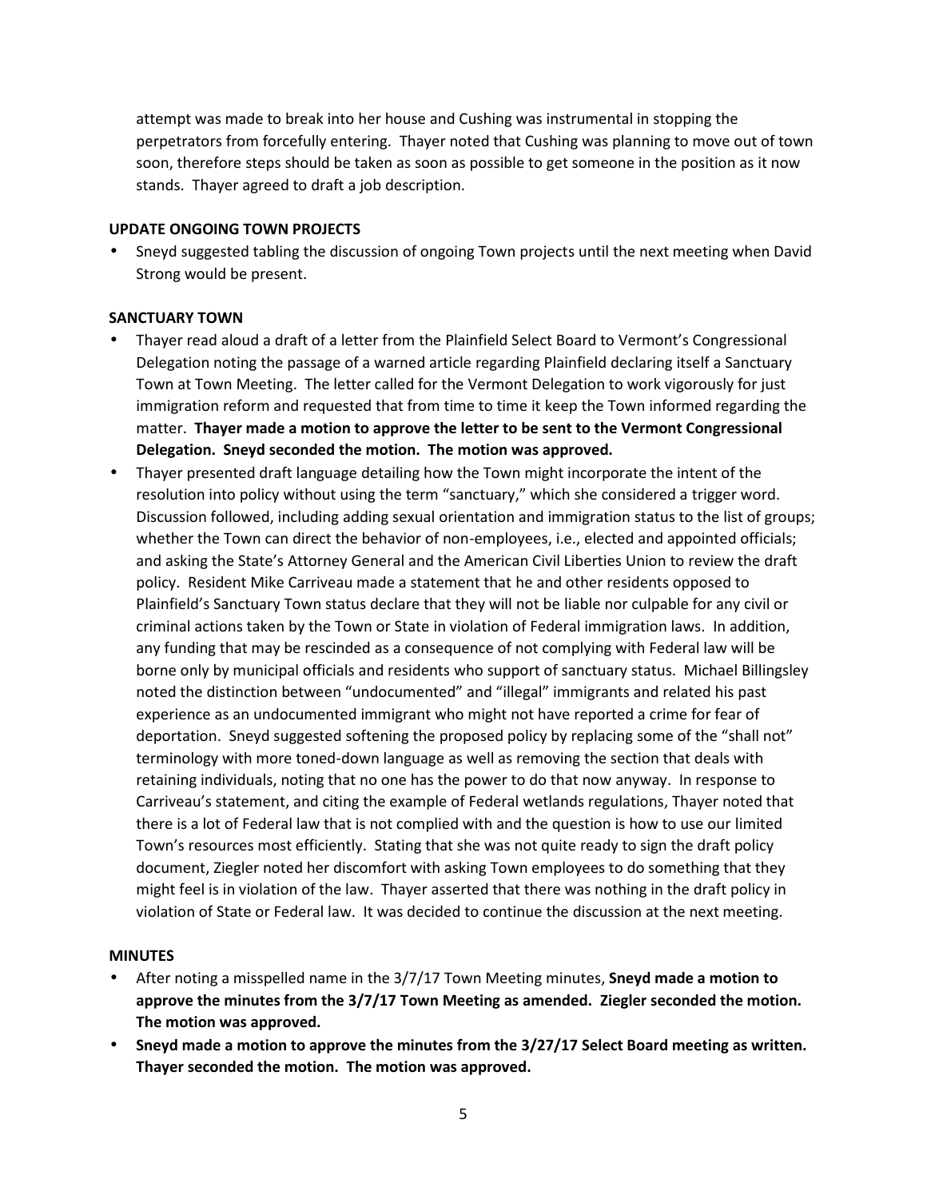attempt was made to break into her house and Cushing was instrumental in stopping the perpetrators from forcefully entering. Thayer noted that Cushing was planning to move out of town soon, therefore steps should be taken as soon as possible to get someone in the position as it now stands. Thayer agreed to draft a job description.

**UPDATE ONGOING TOWN PROJECTS**

- Sneyd suggested tabling the discussion of ongoing Town projects until the next meeting when David Strong would be present.

**SANCTUARY TOWN**

- Thayer read aloud a draft of a letter from the Plainfield Select Board to Vermont's Congressional Delegation noting the passage of a warned article regarding Plainfield declaring itself a Sanctuary Town at Town Meeting. The letter called for the Vermont Delegation to work vigorously for just immigration reform and requested that from time to time it keep the Town informed regarding the matter. **Thayer made a motion to approve the letter to be sent to the Vermont Congressional Delegation. Sneyd seconded the motion. The motion was approved.**
- Thayer presented draft language detailing how the Town might incorporate the intent of the resolution into policy without using the term "sanctuary," which she considered a trigger word. Discussion followed, including adding sexual orientation and immigration status to the list of groups; whether the Town can direct the behavior of non-employees, i.e., elected and appointed officials; and asking the State's Attorney General and the American Civil Liberties Union to review the draft policy. Resident Mike Carriveau made a statement that he and other residents opposed to Plainfield's Sanctuary Town status declare that they will not be liable nor culpable for any civil or criminal actions taken by the Town or State in violation of Federal immigration laws. In addition, any funding that may be rescinded as a consequence of not complying with Federal law will be borne only by municipal officials and residents who support of sanctuary status. Michael Billingsley noted the distinction between "undocumented" and "illegal" immigrants and related his past experience as an undocumented immigrant who might not have reported a crime for fear of deportation. Sneyd suggested softening the proposed policy by replacing some of the "shall not" terminology with more toned-down language as well as removing the section that deals with retaining individuals, noting that no one has the power to do that now anyway. In response to Carriveau's statement, and citing the example of Federal wetlands regulations, Thayer noted that there is a lot of Federal law that is not complied with and the question is how to use our limited Town's resources most efficiently. Stating that she was not quite ready to sign the draft policy document, Ziegler noted her discomfort with asking Town employees to do something that they might feel is in violation of the law. Thayer asserted that there was nothing in the draft policy in violation of State or Federal law. It was decided to continue the discussion at the next meeting.

**MINUTES**

- After noting a misspelled name in the 3/7/17 Town Meeting minutes, **Sneyd made a motion to approve the minutes from the 3/7/17 Town Meeting as amended. Ziegler seconded the motion. The motion was approved.**
- **Sneyd made a motion to approve the minutes from the 3/27/17 Select Board meeting as written. Thayer seconded the motion. The motion was approved.**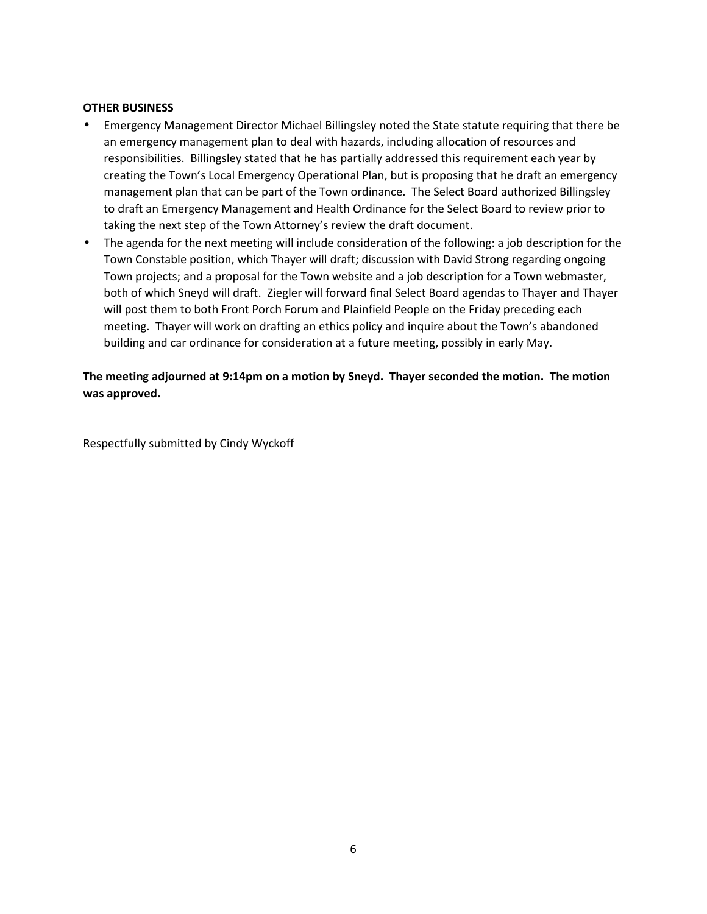**OTHER BUSINESS**

- Emergency Management Director Michael Billingsley noted the State statute requiring that there be an emergency management plan to deal with hazards, including allocation of resources and responsibilities. Billingsley stated that he has partially addressed this requirement each year by creating the Town's Local Emergency Operational Plan, but is proposing that he draft an emergency management plan that can be part of the Town ordinance. The Select Board authorized Billingsley to draft an Emergency Management and Health Ordinance for the Select Board to review prior to taking the next step of the Town Attorney's review the draft document.
- The agenda for the next meeting will include consideration of the following: a job description for the Town Constable position, which Thayer will draft; discussion with David Strong regarding ongoing Town projects; and a proposal for the Town website and a job description for a Town webmaster, both of which Sneyd will draft. Ziegler will forward final Select Board agendas to Thayer and Thayer will post them to both Front Porch Forum and Plainfield People on the Friday preceding each meeting. Thayer will work on drafting an ethics policy and inquire about the Town's abandoned building and car ordinance for consideration at a future meeting, possibly in early May.

**The meeting adjourned at 9:14pm on a motion by Sneyd. Thayer seconded the motion. The motion was approved.**

Respectfully submitted by Cindy Wyckoff